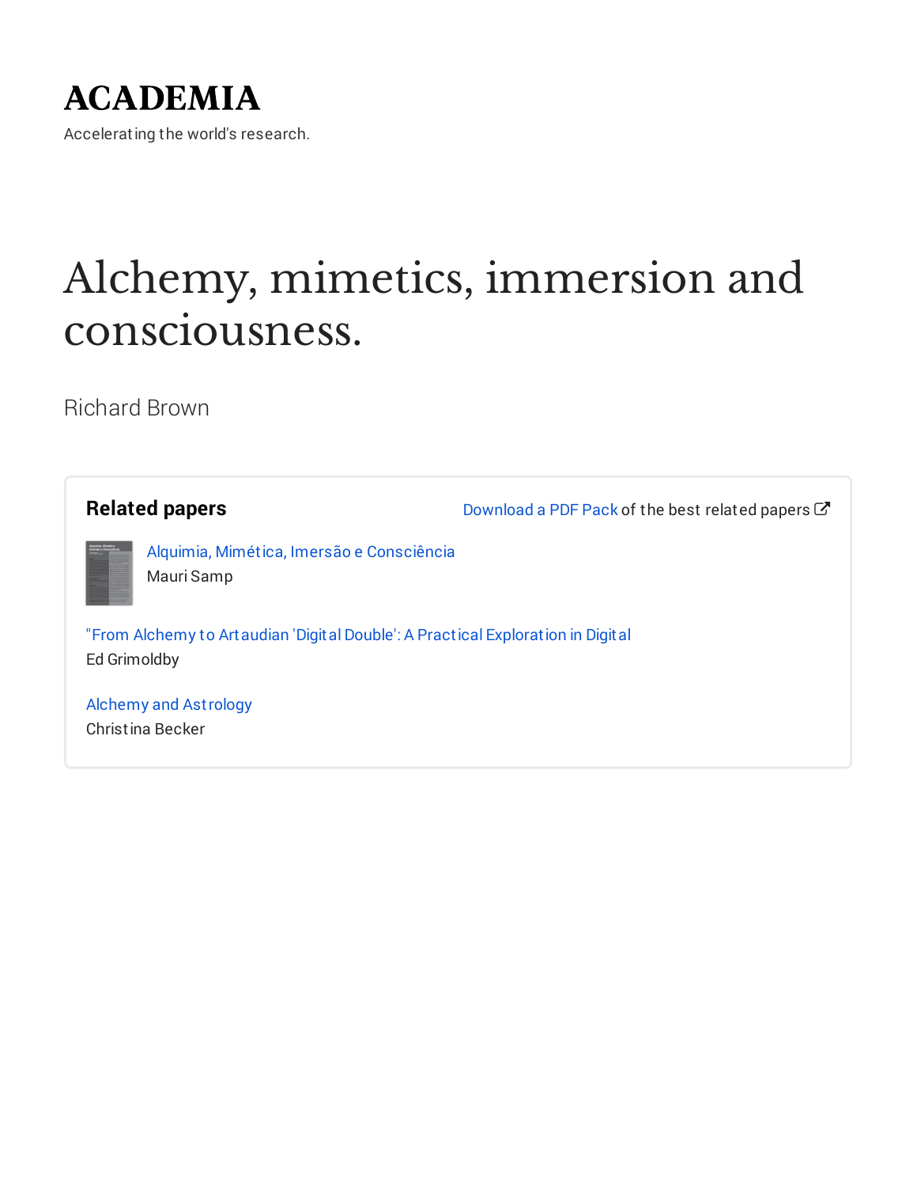# ACADEMIA

Accelerating the world's research.

# Alchemy, mimetics, immersion and consciousness.

Richard Brown

## Related papers

Download a PDF Pack of the best related papers

Alquimia, Mimética, Imersão e Consciência
Mauri Samp

"From Alchemy to Artaudian 'Digital Double': A Practical Exploration in Digital
Ed Grimoldby

Alchemy and Astrology
Christina Becker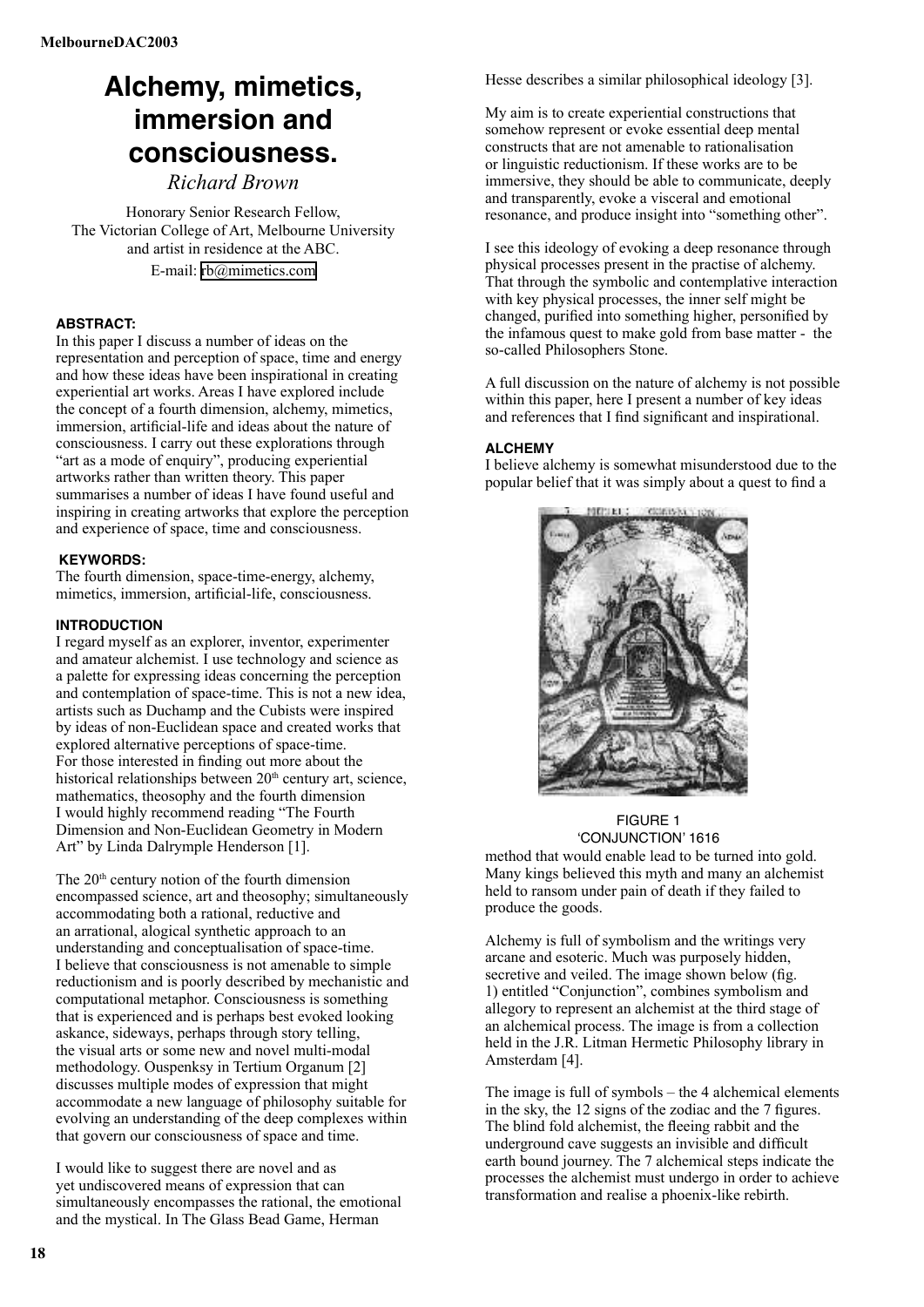# Alchemy, mimetics, immersion and consciousness.

*Richard Brown*

Honorary Senior Research Fellow,
The Victorian College of Art, Melbourne University
and artist in residence at the ABC.
E-mail: rb@mimetics.com

#### ABSTRACT:

In this paper I discuss a number of ideas on the representation and perception of space, time and energy and how these ideas have been inspirational in creating experiential art works. Areas I have explored include the concept of a fourth dimension, alchemy, mimetics, immersion, artificial-life and ideas about the nature of consciousness. I carry out these explorations through "art as a mode of enquiry", producing experiential artworks rather than written theory. This paper summarises a number of ideas I have found useful and inspiring in creating artworks that explore the perception and experience of space, time and consciousness.

#### KEYWORDS:

The fourth dimension, space-time-energy, alchemy, mimetics, immersion, artificial-life, consciousness.

#### INTRODUCTION

I regard myself as an explorer, inventor, experimenter and amateur alchemist. I use technology and science as a palette for expressing ideas concerning the perception and contemplation of space-time. This is not a new idea, artists such as Duchamp and the Cubists were inspired by ideas of non-Euclidean space and created works that explored alternative perceptions of space-time. For those interested in finding out more about the historical relationships between 20th century art, science, mathematics, theosophy and the fourth dimension I would highly recommend reading "The Fourth Dimension and Non-Euclidean Geometry in Modern Art" by Linda Dalrymple Henderson [1].

The 20th century notion of the fourth dimension encompassed science, art and theosophy; simultaneously accommodating both a rational, reductive and an arrational, alogical synthetic approach to an understanding and conceptualisation of space-time. I believe that consciousness is not amenable to simple reductionism and is poorly described by mechanistic and computational metaphor. Consciousness is something that is experienced and is perhaps best evoked looking askance, sideways, perhaps through story telling, the visual arts or some new and novel multi-modal methodology. Ouspenksy in Tertium Organum [2] discusses multiple modes of expression that might accommodate a new language of philosophy suitable for evolving an understanding of the deep complexes within that govern our consciousness of space and time.

I would like to suggest there are novel and as yet undiscovered means of expression that can simultaneously encompasses the rational, the emotional and the mystical. In The Glass Bead Game, Herman Hesse describes a similar philosophical ideology [3].

My aim is to create experiential constructions that somehow represent or evoke essential deep mental constructs that are not amenable to rationalisation or linguistic reductionism. If these works are to be immersive, they should be able to communicate, deeply and transparently, evoke a visceral and emotional resonance, and produce insight into "something other".

I see this ideology of evoking a deep resonance through physical processes present in the practise of alchemy. That through the symbolic and contemplative interaction with key physical processes, the inner self might be changed, purified into something higher, personified by the infamous quest to make gold from base matter - the so-called Philosophers Stone.

A full discussion on the nature of alchemy is not possible within this paper, here I present a number of key ideas and references that I find significant and inspirational.

#### ALCHEMY

I believe alchemy is somewhat misunderstood due to the popular belief that it was simply about a quest to find a method that would enable lead to be turned into gold. Many kings believed this myth and many an alchemist held to ransom under pain of death if they failed to produce the goods.

FIGURE 1
'CONJUNCTION' 1616

Alchemy is full of symbolism and the writings very arcane and esoteric. Much was purposely hidden, secretive and veiled. The image shown below (fig. 1) entitled "Conjunction", combines symbolism and allegory to represent an alchemist at the third stage of an alchemical process. The image is from a collection held in the J.R. Litman Hermetic Philosophy library in Amsterdam [4].

The image is full of symbols – the 4 alchemical elements in the sky, the 12 signs of the zodiac and the 7 figures. The blind fold alchemist, the fleeing rabbit and the underground cave suggests an invisible and difficult earth bound journey. The 7 alchemical steps indicate the processes the alchemist must undergo in order to achieve transformation and realise a phoenix-like rebirth.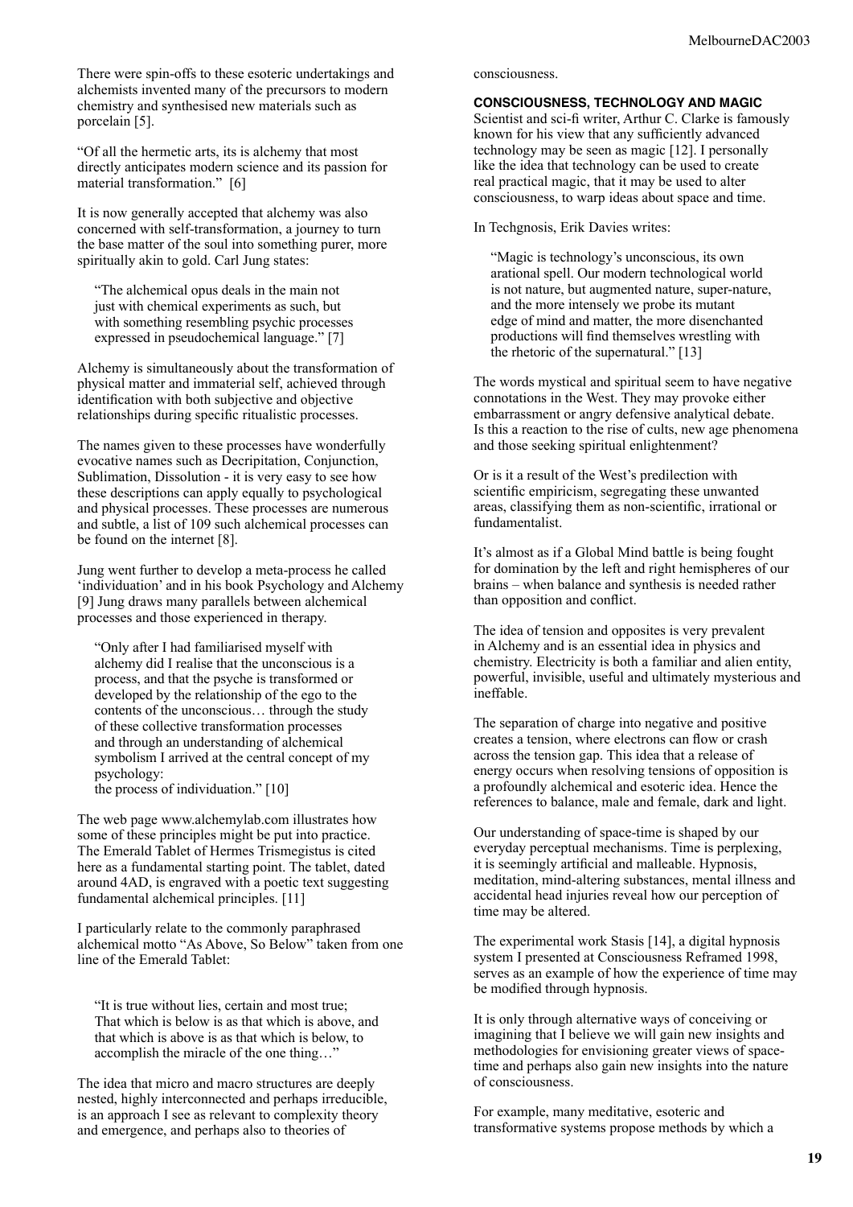There were spin-offs to these esoteric undertakings and alchemists invented many of the precursors to modern chemistry and synthesised new materials such as porcelain [5].

"Of all the hermetic arts, its is alchemy that most directly anticipates modern science and its passion for material transformation." [6]

It is now generally accepted that alchemy was also concerned with self-transformation, a journey to turn the base matter of the soul into something purer, more spiritually akin to gold. Carl Jung states:

> "The alchemical opus deals in the main not just with chemical experiments as such, but with something resembling psychic processes expressed in pseudochemical language." [7]

Alchemy is simultaneously about the transformation of physical matter and immaterial self, achieved through identification with both subjective and objective relationships during specific ritualistic processes.

The names given to these processes have wonderfully evocative names such as Decripitation, Conjunction, Sublimation, Dissolution - it is very easy to see how these descriptions can apply equally to psychological and physical processes. These processes are numerous and subtle, a list of 109 such alchemical processes can be found on the internet [8].

Jung went further to develop a meta-process he called 'individuation' and in his book Psychology and Alchemy [9] Jung draws many parallels between alchemical processes and those experienced in therapy.

> "Only after I had familiarised myself with alchemy did I realise that the unconscious is a process, and that the psyche is transformed or developed by the relationship of the ego to the contents of the unconscious… through the study of these collective transformation processes and through an understanding of alchemical symbolism I arrived at the central concept of my psychology:
> the process of individuation." [10]

The web page www.alchemylab.com illustrates how some of these principles might be put into practice. The Emerald Tablet of Hermes Trismegistus is cited here as a fundamental starting point. The tablet, dated around 4AD, is engraved with a poetic text suggesting fundamental alchemical principles. [11]

I particularly relate to the commonly paraphrased alchemical motto "As Above, So Below" taken from one line of the Emerald Tablet:

> "It is true without lies, certain and most true;
> That which is below is as that which is above, and that which is above is as that which is below, to accomplish the miracle of the one thing…"

The idea that micro and macro structures are deeply nested, highly interconnected and perhaps irreducible, is an approach I see as relevant to complexity theory and emergence, and perhaps also to theories of consciousness.

## CONSCIOUSNESS, TECHNOLOGY AND MAGIC

Scientist and sci-fi writer, Arthur C. Clarke is famously known for his view that any sufficiently advanced technology may be seen as magic [12]. I personally like the idea that technology can be used to create real practical magic, that it may be used to alter consciousness, to warp ideas about space and time.

In Techgnosis, Erik Davies writes:

> "Magic is technology's unconscious, its own arational spell. Our modern technological world is not nature, but augmented nature, super-nature, and the more intensely we probe its mutant edge of mind and matter, the more disenchanted productions will find themselves wrestling with the rhetoric of the supernatural." [13]

The words mystical and spiritual seem to have negative connotations in the West. They may provoke either embarrassment or angry defensive analytical debate. Is this a reaction to the rise of cults, new age phenomena and those seeking spiritual enlightenment?

Or is it a result of the West's predilection with scientific empiricism, segregating these unwanted areas, classifying them as non-scientific, irrational or fundamentalist.

It's almost as if a Global Mind battle is being fought for domination by the left and right hemispheres of our brains – when balance and synthesis is needed rather than opposition and conflict.

The idea of tension and opposites is very prevalent in Alchemy and is an essential idea in physics and chemistry. Electricity is both a familiar and alien entity, powerful, invisible, useful and ultimately mysterious and ineffable.

The separation of charge into negative and positive creates a tension, where electrons can flow or crash across the tension gap. This idea that a release of energy occurs when resolving tensions of opposition is a profoundly alchemical and esoteric idea. Hence the references to balance, male and female, dark and light.

Our understanding of space-time is shaped by our everyday perceptual mechanisms. Time is perplexing, it is seemingly artificial and malleable. Hypnosis, meditation, mind-altering substances, mental illness and accidental head injuries reveal how our perception of time may be altered.

The experimental work Stasis [14], a digital hypnosis system I presented at Consciousness Reframed 1998, serves as an example of how the experience of time may be modified through hypnosis.

It is only through alternative ways of conceiving or imagining that I believe we will gain new insights and methodologies for envisioning greater views of space-time and perhaps also gain new insights into the nature of consciousness.

For example, many meditative, esoteric and transformative systems propose methods by which a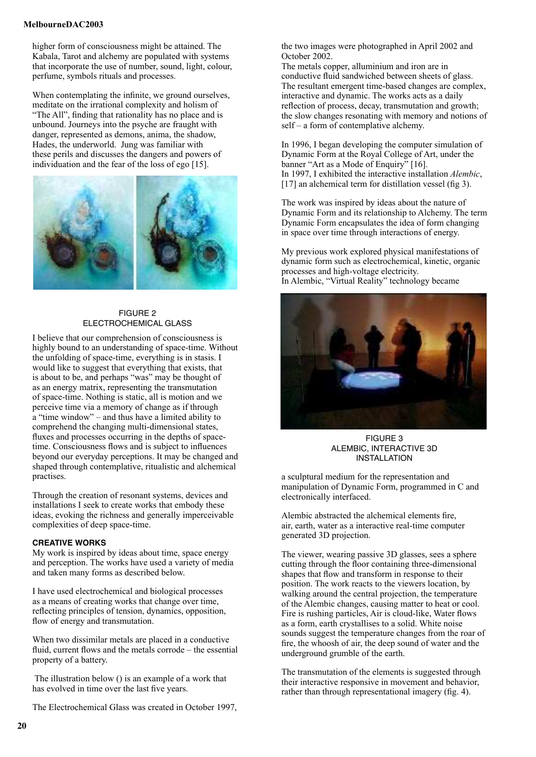higher form of consciousness might be attained. The Kabala, Tarot and alchemy are populated with systems that incorporate the use of number, sound, light, colour, perfume, symbols rituals and processes.

When contemplating the infinite, we ground ourselves, meditate on the irrational complexity and holism of "The All", finding that rationality has no place and is unbound. Journeys into the psyche are fraught with danger, represented as demons, anima, the shadow, Hades, the underworld. Jung was familiar with these perils and discusses the dangers and powers of individuation and the fear of the loss of ego [15].

FIGURE 2
ELECTROCHEMICAL GLASS

I believe that our comprehension of consciousness is highly bound to an understanding of space-time. Without the unfolding of space-time, everything is in stasis. I would like to suggest that everything that exists, that is about to be, and perhaps "was" may be thought of as an energy matrix, representing the transmutation of space-time. Nothing is static, all is motion and we perceive time via a memory of change as if through a "time window" – and thus have a limited ability to comprehend the changing multi-dimensional states, fluxes and processes occurring in the depths of space-time. Consciousness flows and is subject to influences beyond our everyday perceptions. It may be changed and shaped through contemplative, ritualistic and alchemical practises.

Through the creation of resonant systems, devices and installations I seek to create works that embody these ideas, evoking the richness and generally imperceivable complexities of deep space-time.

### CREATIVE WORKS

My work is inspired by ideas about time, space energy and perception. The works have used a variety of media and taken many forms as described below.

I have used electrochemical and biological processes as a means of creating works that change over time, reflecting principles of tension, dynamics, opposition, flow of energy and transmutation.

When two dissimilar metals are placed in a conductive fluid, current flows and the metals corrode – the essential property of a battery.

The illustration below () is an example of a work that has evolved in time over the last five years.

The Electrochemical Glass was created in October 1997, the two images were photographed in April 2002 and October 2002.

The metals copper, alluminium and iron are in conductive fluid sandwiched between sheets of glass. The resultant emergent time-based changes are complex, interactive and dynamic. The works acts as a daily reflection of process, decay, transmutation and growth; the slow changes resonating with memory and notions of self – a form of contemplative alchemy.

In 1996, I began developing the computer simulation of Dynamic Form at the Royal College of Art, under the banner "Art as a Mode of Enquiry" [16].

In 1997, I exhibited the interactive installation *Alembic*, [17] an alchemical term for distillation vessel (fig 3).

The work was inspired by ideas about the nature of Dynamic Form and its relationship to Alchemy. The term Dynamic Form encapsulates the idea of form changing in space over time through interactions of energy.

My previous work explored physical manifestations of dynamic form such as electrochemical, kinetic, organic processes and high-voltage electricity.

In Alembic, "Virtual Reality" technology became a sculptural medium for the representation and manipulation of Dynamic Form, programmed in C and electronically interfaced.

FIGURE 3
ALEMBIC, INTERACTIVE 3D INSTALLATION

Alembic abstracted the alchemical elements fire, air, earth, water as a interactive real-time computer generated 3D projection.

The viewer, wearing passive 3D glasses, sees a sphere cutting through the floor containing three-dimensional shapes that flow and transform in response to their position. The work reacts to the viewers location, by walking around the central projection, the temperature of the Alembic changes, causing matter to heat or cool. Fire is rushing particles, Air is cloud-like, Water flows as a form, earth crystallises to a solid. White noise sounds suggest the temperature changes from the roar of fire, the whoosh of air, the deep sound of water and the underground grumble of the earth.

The transmutation of the elements is suggested through their interactive responsive in movement and behavior, rather than through representational imagery (fig. 4).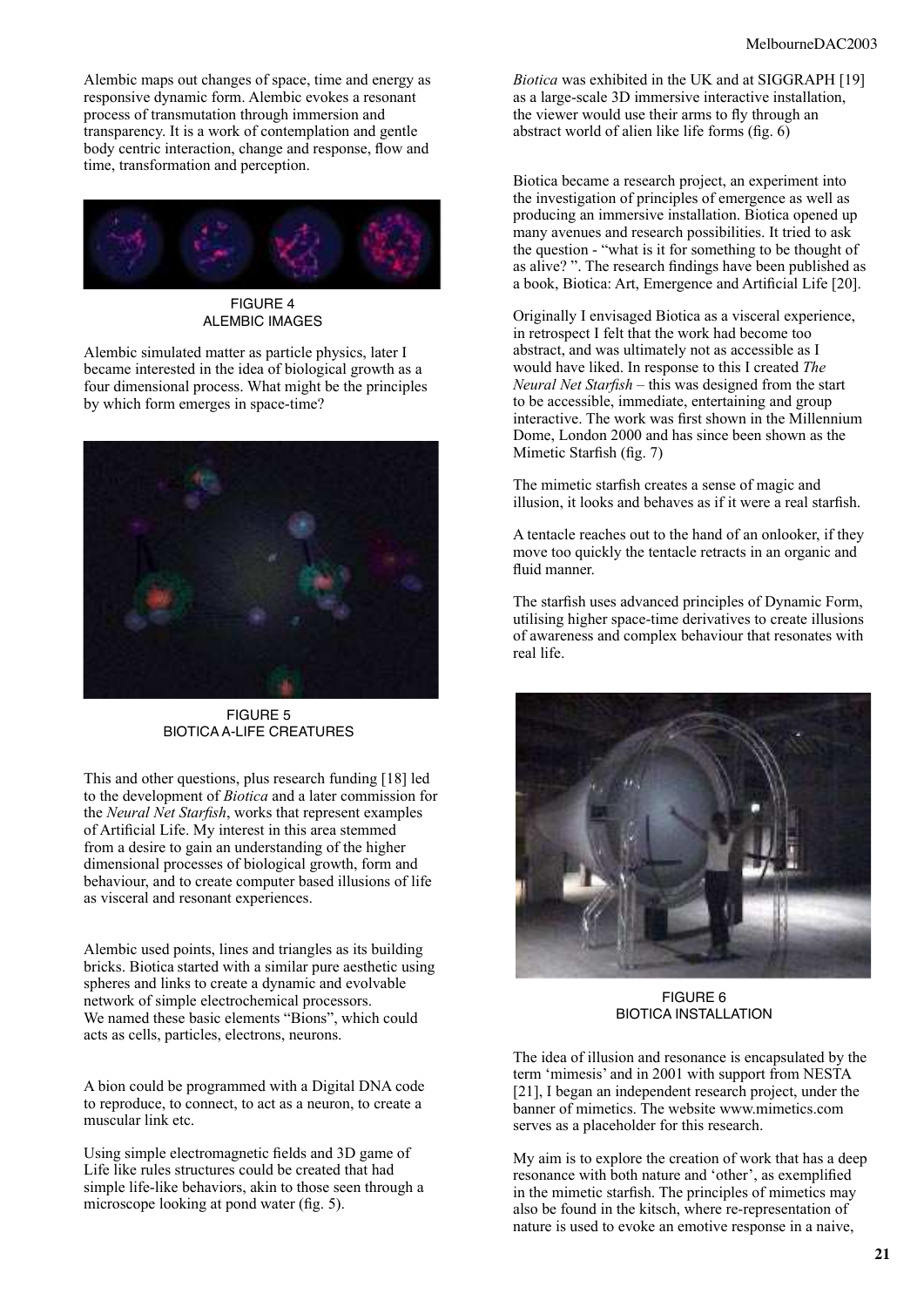Alembic maps out changes of space, time and energy as responsive dynamic form. Alembic evokes a resonant process of transmutation through immersion and transparency. It is a work of contemplation and gentle body centric interaction, change and response, flow and time, transformation and perception.

FIGURE 4
ALEMBIC IMAGES

Alembic simulated matter as particle physics, later I became interested in the idea of biological growth as a four dimensional process. What might be the principles by which form emerges in space-time?

FIGURE 5
BIOTICA A-LIFE CREATURES

This and other questions, plus research funding [18] led to the development of *Biotica* and a later commission for the *Neural Net Starfish*, works that represent examples of Artificial Life. My interest in this area stemmed from a desire to gain an understanding of the higher dimensional processes of biological growth, form and behaviour, and to create computer based illusions of life as visceral and resonant experiences.

Alembic used points, lines and triangles as its building bricks. Biotica started with a similar pure aesthetic using spheres and links to create a dynamic and evolvable network of simple electrochemical processors. We named these basic elements "Bions", which could acts as cells, particles, electrons, neurons.

A bion could be programmed with a Digital DNA code to reproduce, to connect, to act as a neuron, to create a muscular link etc.

Using simple electromagnetic fields and 3D game of Life like rules structures could be created that had simple life-like behaviors, akin to those seen through a microscope looking at pond water (fig. 5).

*Biotica* was exhibited in the UK and at SIGGRAPH [19] as a large-scale 3D immersive interactive installation, the viewer would use their arms to fly through an abstract world of alien like life forms (fig. 6)

Biotica became a research project, an experiment into the investigation of principles of emergence as well as producing an immersive installation. Biotica opened up many avenues and research possibilities. It tried to ask the question - "what is it for something to be thought of as alive? ". The research findings have been published as a book, Biotica: Art, Emergence and Artificial Life [20].

Originally I envisaged Biotica as a visceral experience, in retrospect I felt that the work had become too abstract, and was ultimately not as accessible as I would have liked. In response to this I created *The Neural Net Starfish* – this was designed from the start to be accessible, immediate, entertaining and group interactive. The work was first shown in the Millennium Dome, London 2000 and has since been shown as the Mimetic Starfish (fig. 7)

The mimetic starfish creates a sense of magic and illusion, it looks and behaves as if it were a real starfish.

A tentacle reaches out to the hand of an onlooker, if they move too quickly the tentacle retracts in an organic and fluid manner.

The starfish uses advanced principles of Dynamic Form, utilising higher space-time derivatives to create illusions of awareness and complex behaviour that resonates with real life.

FIGURE 6
BIOTICA INSTALLATION

The idea of illusion and resonance is encapsulated by the term 'mimesis' and in 2001 with support from NESTA [21], I began an independent research project, under the banner of mimetics. The website www.mimetics.com serves as a placeholder for this research.

My aim is to explore the creation of work that has a deep resonance with both nature and 'other', as exemplified in the mimetic starfish. The principles of mimetics may also be found in the kitsch, where re-representation of nature is used to evoke an emotive response in a naive,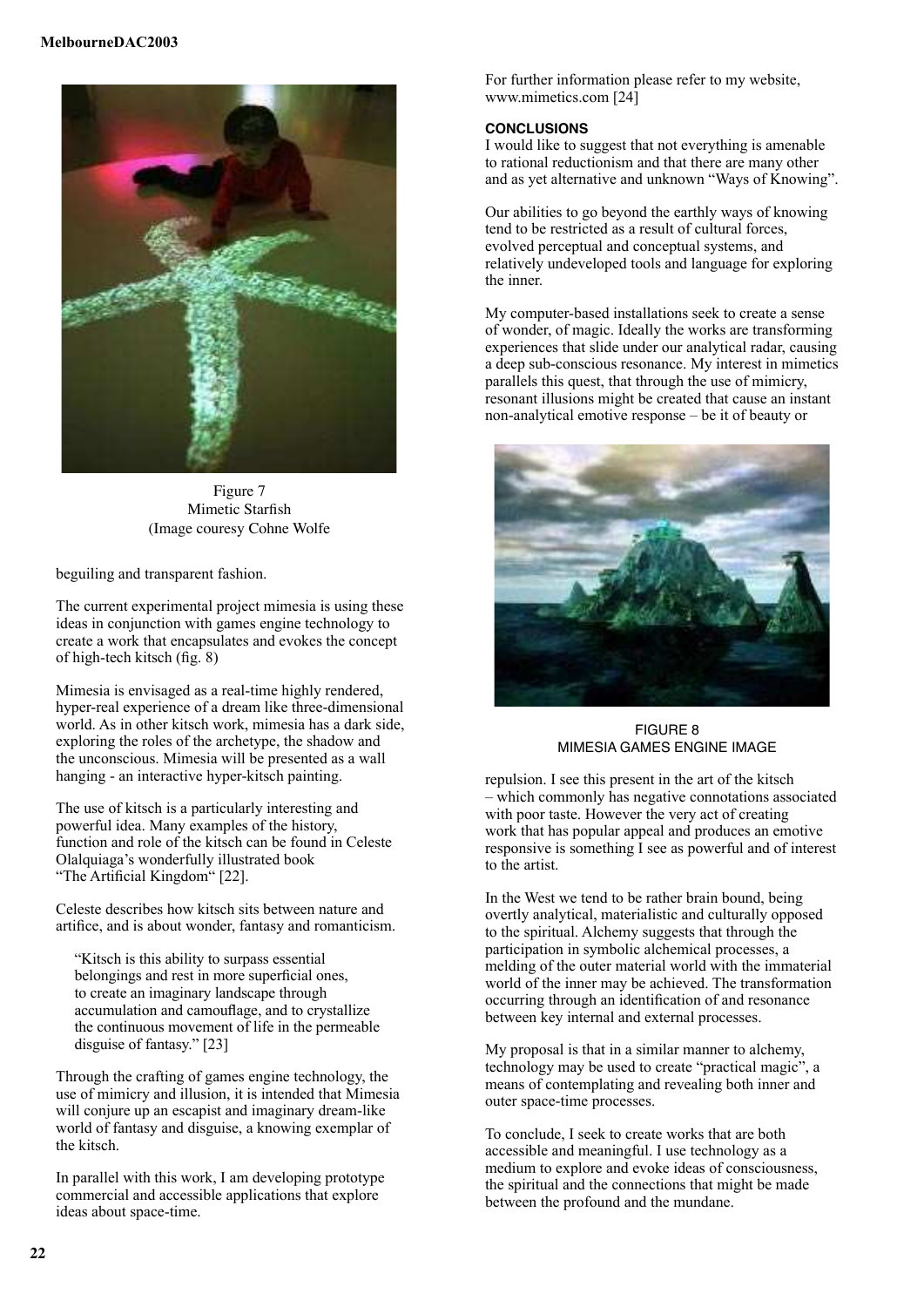Figure 7
Mimetic Starfish
(Image couresy Cohne Wolfe

beguiling and transparent fashion.

The current experimental project mimesia is using these ideas in conjunction with games engine technology to create a work that encapsulates and evokes the concept of high-tech kitsch (fig. 8)

Mimesia is envisaged as a real-time highly rendered, hyper-real experience of a dream like three-dimensional world. As in other kitsch work, mimesia has a dark side, exploring the roles of the archetype, the shadow and the unconscious. Mimesia will be presented as a wall hanging - an interactive hyper-kitsch painting.

The use of kitsch is a particularly interesting and powerful idea. Many examples of the history, function and role of the kitsch can be found in Celeste Olalquiaga's wonderfully illustrated book "The Artificial Kingdom" [22].

Celeste describes how kitsch sits between nature and artifice, and is about wonder, fantasy and romanticism.

> "Kitsch is this ability to surpass essential belongings and rest in more superficial ones, to create an imaginary landscape through accumulation and camouflage, and to crystallize the continuous movement of life in the permeable disguise of fantasy." [23]

Through the crafting of games engine technology, the use of mimicry and illusion, it is intended that Mimesia will conjure up an escapist and imaginary dream-like world of fantasy and disguise, a knowing exemplar of the kitsch.

In parallel with this work, I am developing prototype commercial and accessible applications that explore ideas about space-time.

For further information please refer to my website, www.mimetics.com [24]

## CONCLUSIONS

I would like to suggest that not everything is amenable to rational reductionism and that there are many other and as yet alternative and unknown "Ways of Knowing".

Our abilities to go beyond the earthly ways of knowing tend to be restricted as a result of cultural forces, evolved perceptual and conceptual systems, and relatively undeveloped tools and language for exploring the inner.

My computer-based installations seek to create a sense of wonder, of magic. Ideally the works are transforming experiences that slide under our analytical radar, causing a deep sub-conscious resonance. My interest in mimetics parallels this quest, that through the use of mimicry, resonant illusions might be created that cause an instant non-analytical emotive response – be it of beauty or repulsion. I see this present in the art of the kitsch – which commonly has negative connotations associated with poor taste. However the very act of creating work that has popular appeal and produces an emotive responsive is something I see as powerful and of interest to the artist.

FIGURE 8
MIMESIA GAMES ENGINE IMAGE

In the West we tend to be rather brain bound, being overtly analytical, materialistic and culturally opposed to the spiritual. Alchemy suggests that through the participation in symbolic alchemical processes, a melding of the outer material world with the immaterial world of the inner may be achieved. The transformation occurring through an identification of and resonance between key internal and external processes.

My proposal is that in a similar manner to alchemy, technology may be used to create "practical magic", a means of contemplating and revealing both inner and outer space-time processes.

To conclude, I seek to create works that are both accessible and meaningful. I use technology as a medium to explore and evoke ideas of consciousness, the spiritual and the connections that might be made between the profound and the mundane.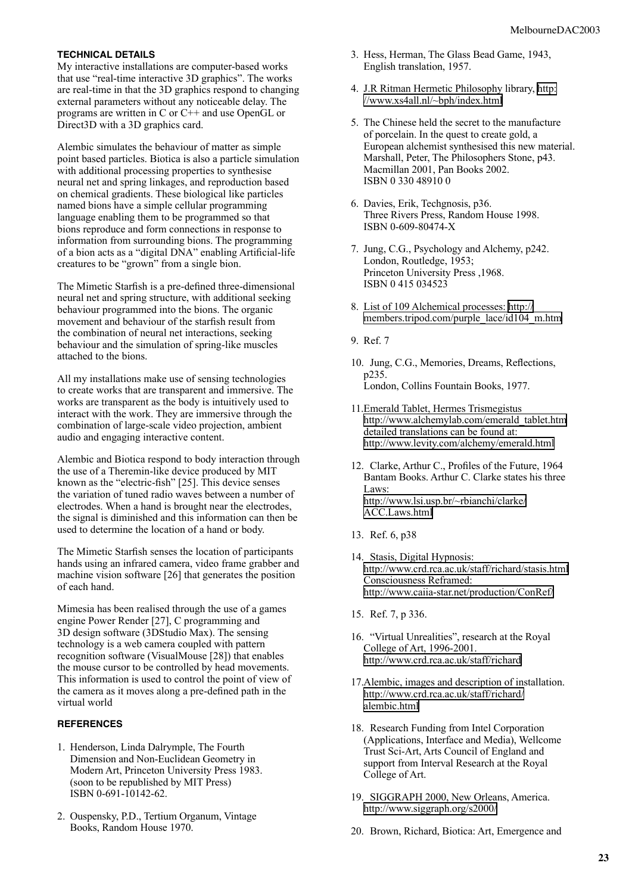### TECHNICAL DETAILS

My interactive installations are computer-based works that use "real-time interactive 3D graphics". The works are real-time in that the 3D graphics respond to changing external parameters without any noticeable delay. The programs are written in C or C++ and use OpenGL or Direct3D with a 3D graphics card.

Alembic simulates the behaviour of matter as simple point based particles. Biotica is also a particle simulation with additional processing properties to synthesise neural net and spring linkages, and reproduction based on chemical gradients. These biological like particles named bions have a simple cellular programming language enabling them to be programmed so that bions reproduce and form connections in response to information from surrounding bions. The programming of a bion acts as a "digital DNA" enabling Artificial-life creatures to be "grown" from a single bion.

The Mimetic Starfish is a pre-defined three-dimensional neural net and spring structure, with additional seeking behaviour programmed into the bions. The organic movement and behaviour of the starfish result from the combination of neural net interactions, seeking behaviour and the simulation of spring-like muscles attached to the bions.

All my installations make use of sensing technologies to create works that are transparent and immersive. The works are transparent as the body is intuitively used to interact with the work. They are immersive through the combination of large-scale video projection, ambient audio and engaging interactive content.

Alembic and Biotica respond to body interaction through the use of a Theremin-like device produced by MIT known as the "electric-fish" [25]. This device senses the variation of tuned radio waves between a number of electrodes. When a hand is brought near the electrodes, the signal is diminished and this information can then be used to determine the location of a hand or body.

The Mimetic Starfish senses the location of participants hands using an infrared camera, video frame grabber and machine vision software [26] that generates the position of each hand.

Mimesia has been realised through the use of a games engine Power Render [27], C programming and 3D design software (3DStudio Max). The sensing technology is a web camera coupled with pattern recognition software (VisualMouse [28]) that enables the mouse cursor to be controlled by head movements. This information is used to control the point of view of the camera as it moves along a pre-defined path in the virtual world

### REFERENCES

1. Henderson, Linda Dalrymple, The Fourth Dimension and Non-Euclidean Geometry in Modern Art, Princeton University Press 1983. (soon to be republished by MIT Press) ISBN 0-691-10142-62.
2. Ouspensky, P.D., Tertium Organum, Vintage Books, Random House 1970.
3. Hess, Herman, The Glass Bead Game, 1943, English translation, 1957.
4. J.R Ritman Hermetic Philosophy library, http://www.xs4all.nl/~bph/index.html
5. The Chinese held the secret to the manufacture of porcelain. In the quest to create gold, a European alchemist synthesised this new material. Marshall, Peter, The Philosophers Stone, p43. Macmillan 2001, Pan Books 2002. ISBN 0 330 48910 0
6. Davies, Erik, Techgnosis, p36. Three Rivers Press, Random House 1998. ISBN 0-609-80474-X
7. Jung, C.G., Psychology and Alchemy, p242. London, Routledge, 1953; Princeton University Press ,1968. ISBN 0 415 034523
8. List of 109 Alchemical processes: http://members.tripod.com/purple_lace/id104_m.htm
9. Ref. 7
10. Jung, C.G., Memories, Dreams, Reflections, p235. London, Collins Fountain Books, 1977.
11. Emerald Tablet, Hermes Trismegistus http://www.alchemylab.com/emerald_tablet.htm detailed translations can be found at: http://www.levity.com/alchemy/emerald.html
12. Clarke, Arthur C., Profiles of the Future, 1964 Bantam Books. Arthur C. Clarke states his three Laws: http://www.lsi.usp.br/~rbianchi/clarke/ACC.Laws.html
13. Ref. 6, p38
14. Stasis, Digital Hypnosis: http://www.crd.rca.ac.uk/staff/richard/stasis.html Consciousness Reframed: http://www.caiia-star.net/production/ConRef/
15. Ref. 7, p 336.
16. "Virtual Unrealities", research at the Royal College of Art, 1996-2001. http://www.crd.rca.ac.uk/staff/richard
17. Alembic, images and description of installation. http://www.crd.rca.ac.uk/staff/richard/alembic.html
18. Research Funding from Intel Corporation (Applications, Interface and Media), Wellcome Trust Sci-Art, Arts Council of England and support from Interval Research at the Royal College of Art.
19. SIGGRAPH 2000, New Orleans, America. http://www.siggraph.org/s2000/
20. Brown, Richard, Biotica: Art, Emergence and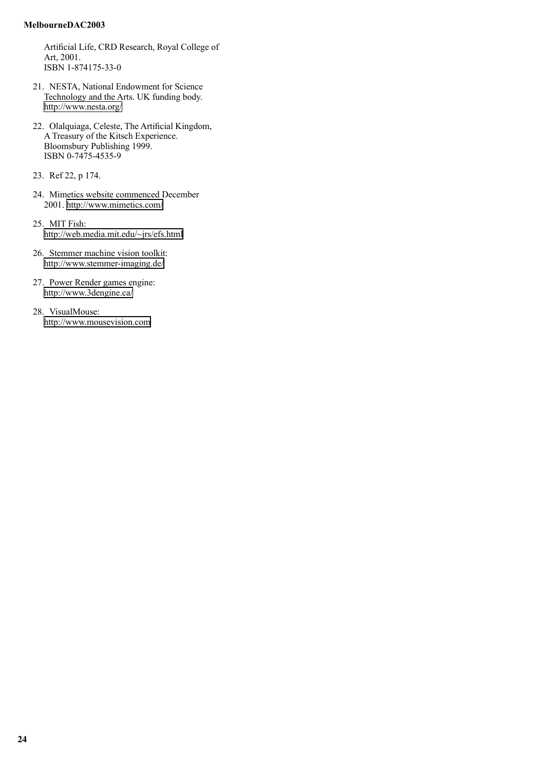Artificial Life, CRD Research, Royal College of Art, 2001.
ISBN 1-874175-33-0

21. NESTA, National Endowment for Science Technology and the Arts. UK funding body. http://www.nesta.org/

22. Olalquiaga, Celeste, The Artificial Kingdom, A Treasury of the Kitsch Experience. Bloomsbury Publishing 1999. ISBN 0-7475-4535-9

23. Ref 22, p 174.

24. Mimetics website commenced December 2001. http://www.mimetics.com/

25. MIT Fish: http://web.media.mit.edu/~jrs/efs.html

26. Stemmer machine vision toolkit: http://www.stemmer-imaging.de/

27. Power Render games engine: http://www.3dengine.ca/

28. VisualMouse: http://www.mousevision.com